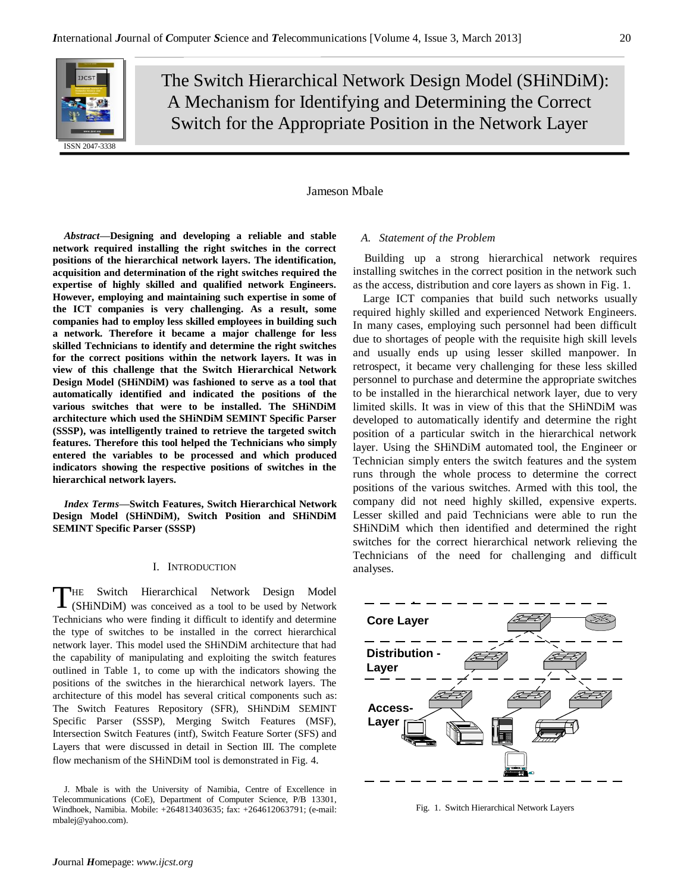# The Switch Hierarchical Network Design Model (SHiNDiM): A Mechanism for Identifying and Determining the Correct Switch for the Appropriate Position in the Network Layer

ISSN 2047-3338

Jameson Mbale

***Abstract*—Designing and developing a reliable and stable network required installing the right switches in the correct positions of the hierarchical network layers. The identification, acquisition and determination of the right switches required the expertise of highly skilled and qualified network Engineers. However, employing and maintaining such expertise in some of the ICT companies is very challenging. As a result, some companies had to employ less skilled employees in building such a network. Therefore it became a major challenge for less skilled Technicians to identify and determine the right switches for the correct positions within the network layers. It was in view of this challenge that the Switch Hierarchical Network Design Model (SHiNDiM) was fashioned to serve as a tool that automatically identified and indicated the positions of the various switches that were to be installed. The SHiNDiM architecture which used the SHiNDiM SEMINT Specific Parser (SSSP), was intelligently trained to retrieve the targeted switch features. Therefore this tool helped the Technicians who simply entered the variables to be processed and which produced indicators showing the respective positions of switches in the hierarchical network layers.**

***Index Terms*—Switch Features, Switch Hierarchical Network Design Model (SHiNDiM), Switch Position and SHiNDiM SEMINT Specific Parser (SSSP)**

## I. Introduction

THE Switch Hierarchical Network Design Model (SHiNDiM) was conceived as a tool to be used by Network Technicians who were finding it difficult to identify and determine the type of switches to be installed in the correct hierarchical network layer. This model used the SHiNDiM architecture that had the capability of manipulating and exploiting the switch features outlined in Table 1, to come up with the indicators showing the positions of the switches in the hierarchical network layers. The architecture of this model has several critical components such as: The Switch Features Repository (SFR), SHiNDiM SEMINT Specific Parser (SSSP), Merging Switch Features (MSF), Intersection Switch Features (intf), Switch Feature Sorter (SFS) and Layers that were discussed in detail in Section III. The complete flow mechanism of the SHiNDiM tool is demonstrated in Fig. 4.

J. Mbale is with the University of Namibia, Centre of Excellence in Telecommunications (CoE), Department of Computer Science, P/B 13301, Windhoek, Namibia. Mobile: +264813403635; fax: +264612063791; (e-mail: mbalej@yahoo.com).

### *A. Statement of the Problem*

Building up a strong hierarchical network requires installing switches in the correct position in the network such as the access, distribution and core layers as shown in Fig. 1.

Large ICT companies that build such networks usually required highly skilled and experienced Network Engineers. In many cases, employing such personnel had been difficult due to shortages of people with the requisite high skill levels and usually ends up using lesser skilled manpower. In retrospect, it became very challenging for these less skilled personnel to purchase and determine the appropriate switches to be installed in the hierarchical network layer, due to very limited skills. It was in view of this that the SHiNDiM was developed to automatically identify and determine the right position of a particular switch in the hierarchical network layer. Using the SHiNDiM automated tool, the Engineer or Technician simply enters the switch features and the system runs through the whole process to determine the correct positions of the various switches. Armed with this tool, the company did not need highly skilled, expensive experts. Lesser skilled and paid Technicians were able to run the SHiNDiM which then identified and determined the right switches for the correct hierarchical network relieving the Technicians of the need for challenging and difficult analyses.

Core Layer

Distribution - Layer

Access- Layer

Fig. 1. Switch Hierarchical Network Layers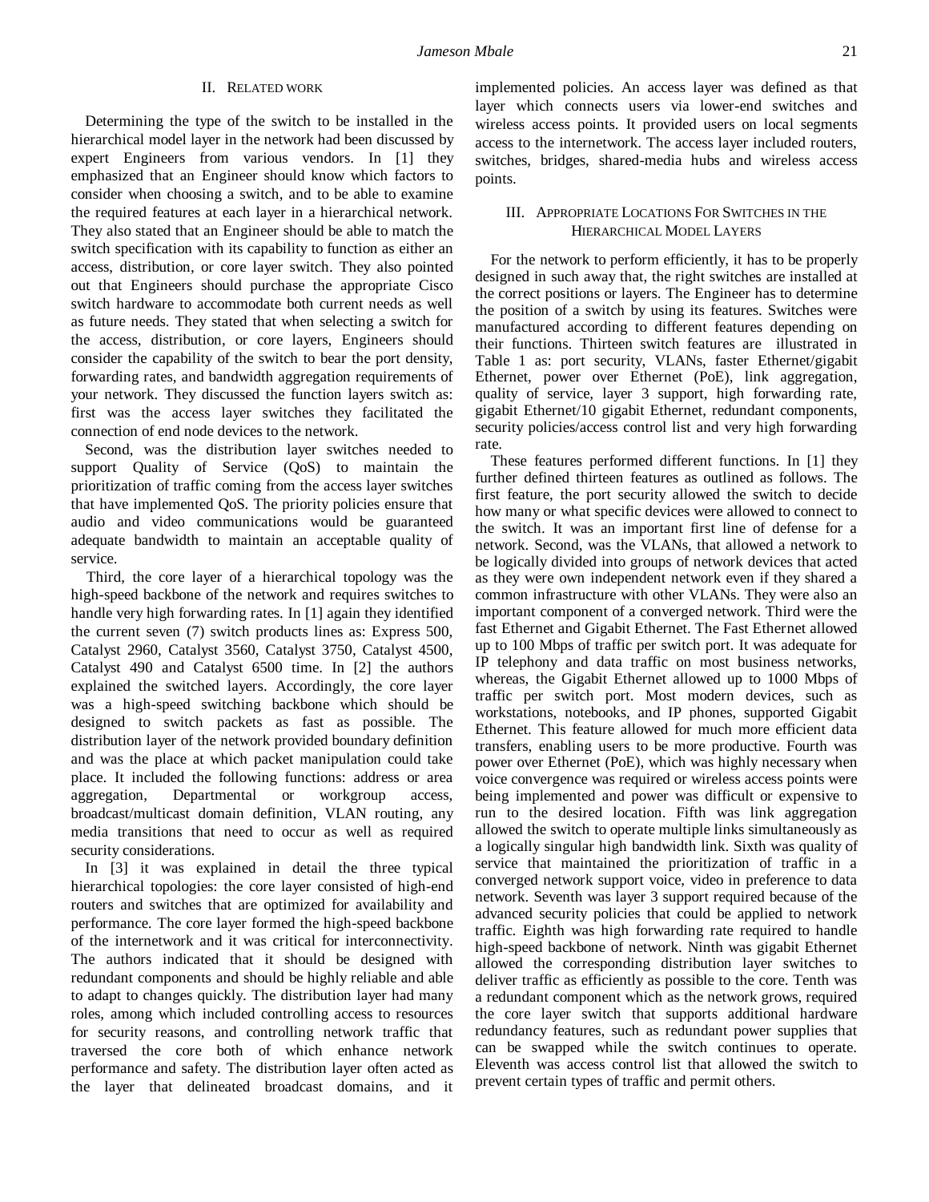## II. Related work

Determining the type of the switch to be installed in the hierarchical model layer in the network had been discussed by expert Engineers from various vendors. In [1] they emphasized that an Engineer should know which factors to consider when choosing a switch, and to be able to examine the required features at each layer in a hierarchical network. They also stated that an Engineer should be able to match the switch specification with its capability to function as either an access, distribution, or core layer switch. They also pointed out that Engineers should purchase the appropriate Cisco switch hardware to accommodate both current needs as well as future needs. They stated that when selecting a switch for the access, distribution, or core layers, Engineers should consider the capability of the switch to bear the port density, forwarding rates, and bandwidth aggregation requirements of your network. They discussed the function layers switch as: first was the access layer switches they facilitated the connection of end node devices to the network.

Second, was the distribution layer switches needed to support Quality of Service (QoS) to maintain the prioritization of traffic coming from the access layer switches that have implemented QoS. The priority policies ensure that audio and video communications would be guaranteed adequate bandwidth to maintain an acceptable quality of service.

Third, the core layer of a hierarchical topology was the high-speed backbone of the network and requires switches to handle very high forwarding rates. In [1] again they identified the current seven (7) switch products lines as: Express 500, Catalyst 2960, Catalyst 3560, Catalyst 3750, Catalyst 4500, Catalyst 490 and Catalyst 6500 time. In [2] the authors explained the switched layers. Accordingly, the core layer was a high-speed switching backbone which should be designed to switch packets as fast as possible. The distribution layer of the network provided boundary definition and was the place at which packet manipulation could take place. It included the following functions: address or area aggregation, Departmental or workgroup access, broadcast/multicast domain definition, VLAN routing, any media transitions that need to occur as well as required security considerations.

In [3] it was explained in detail the three typical hierarchical topologies: the core layer consisted of high-end routers and switches that are optimized for availability and performance. The core layer formed the high-speed backbone of the internetwork and it was critical for interconnectivity. The authors indicated that it should be designed with redundant components and should be highly reliable and able to adapt to changes quickly. The distribution layer had many roles, among which included controlling access to resources for security reasons, and controlling network traffic that traversed the core both of which enhance network performance and safety. The distribution layer often acted as the layer that delineated broadcast domains, and it implemented policies. An access layer was defined as that layer which connects users via lower-end switches and wireless access points. It provided users on local segments access to the internetwork. The access layer included routers, switches, bridges, shared-media hubs and wireless access points.

## III. Appropriate Locations For Switches in the Hierarchical Model Layers

For the network to perform efficiently, it has to be properly designed in such away that, the right switches are installed at the correct positions or layers. The Engineer has to determine the position of a switch by using its features. Switches were manufactured according to different features depending on their functions. Thirteen switch features are illustrated in Table 1 as: port security, VLANs, faster Ethernet/gigabit Ethernet, power over Ethernet (PoE), link aggregation, quality of service, layer 3 support, high forwarding rate, gigabit Ethernet/10 gigabit Ethernet, redundant components, security policies/access control list and very high forwarding rate.

These features performed different functions. In [1] they further defined thirteen features as outlined as follows. The first feature, the port security allowed the switch to decide how many or what specific devices were allowed to connect to the switch. It was an important first line of defense for a network. Second, was the VLANs, that allowed a network to be logically divided into groups of network devices that acted as they were own independent network even if they shared a common infrastructure with other VLANs. They were also an important component of a converged network. Third were the fast Ethernet and Gigabit Ethernet. The Fast Ethernet allowed up to 100 Mbps of traffic per switch port. It was adequate for IP telephony and data traffic on most business networks, whereas, the Gigabit Ethernet allowed up to 1000 Mbps of traffic per switch port. Most modern devices, such as workstations, notebooks, and IP phones, supported Gigabit Ethernet. This feature allowed for much more efficient data transfers, enabling users to be more productive. Fourth was power over Ethernet (PoE), which was highly necessary when voice convergence was required or wireless access points were being implemented and power was difficult or expensive to run to the desired location. Fifth was link aggregation allowed the switch to operate multiple links simultaneously as a logically singular high bandwidth link. Sixth was quality of service that maintained the prioritization of traffic in a converged network support voice, video in preference to data network. Seventh was layer 3 support required because of the advanced security policies that could be applied to network traffic. Eighth was high forwarding rate required to handle high-speed backbone of network. Ninth was gigabit Ethernet allowed the corresponding distribution layer switches to deliver traffic as efficiently as possible to the core. Tenth was a redundant component which as the network grows, required the core layer switch that supports additional hardware redundancy features, such as redundant power supplies that can be swapped while the switch continues to operate. Eleventh was access control list that allowed the switch to prevent certain types of traffic and permit others.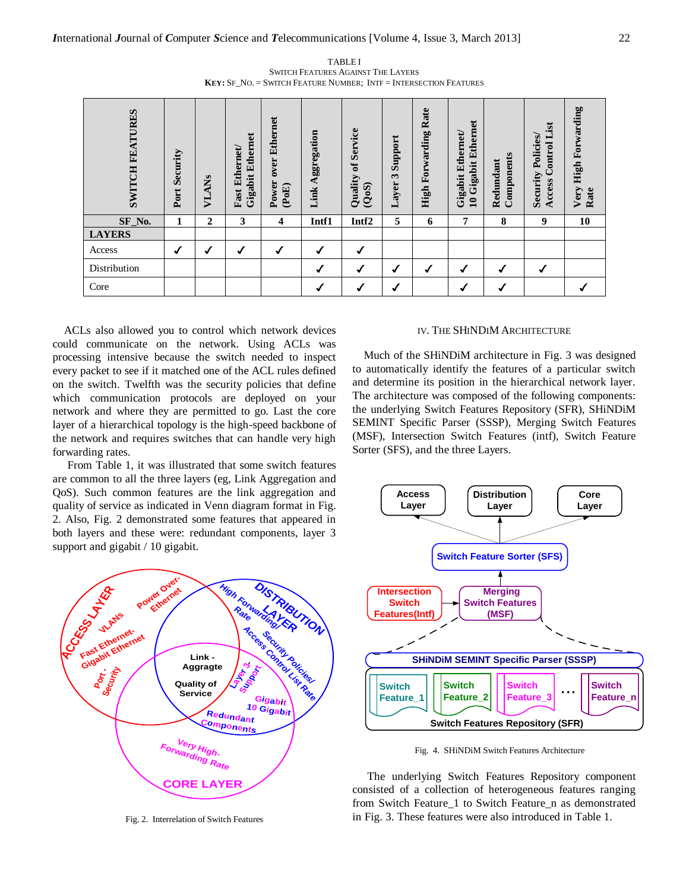TABLE I
SWITCH FEATURES AGAINST THE LAYERS
**KEY:** SF_NO. = SWITCH FEATURE NUMBER; INTF = INTERSECTION FEATURES

| SWITCH FEATURES | Port Security | VLANs | Fast Ethernet/ Gigabit Ethernet | Power over Ethernet (PoE) | Link Aggregation | Quality of Service (QoS) | Layer 3 Support | High Forwarding Rate | Gigabit Ethernet/ 10 Gigabit Ethernet | Redundant Components | Security Policies/ Access Control List | Very High Forwarding Rate |
|---|---|---|---|---|---|---|---|---|---|---|---|---|
| **SF_No.** | **1** | **2** | **3** | **4** | **Intf1** | **Intf2** | **5** | **6** | **7** | **8** | **9** | **10** |
| **LAYERS** | | | | | | | | | | | | |
| Access | ✓ | ✓ | ✓ | ✓ | ✓ | ✓ | | | | | | |
| Distribution | | | | | ✓ | ✓ | ✓ | ✓ | ✓ | ✓ | ✓ | |
| Core | | | | | ✓ | ✓ | ✓ | | ✓ | ✓ | | ✓ |

ACLs also allowed you to control which network devices could communicate on the network. Using ACLs was processing intensive because the switch needed to inspect every packet to see if it matched one of the ACL rules defined on the switch. Twelfth was the security policies that define which communication protocols are deployed on your network and where they are permitted to go. Last the core layer of a hierarchical topology is the high-speed backbone of the network and requires switches that can handle very high forwarding rates.

From Table 1, it was illustrated that some switch features are common to all the three layers (eg, Link Aggregation and QoS). Such common features are the link aggregation and quality of service as indicated in Venn diagram format in Fig. 2. Also, Fig. 2 demonstrated some features that appeared in both layers and these were: redundant components, layer 3 support and gigabit / 10 gigabit.

Fig. 2. Interrelation of Switch Features

## IV. THE SHINDIM ARCHITECTURE

Much of the SHiNDiM architecture in Fig. 3 was designed to automatically identify the features of a particular switch and determine its position in the hierarchical network layer. The architecture was composed of the following components: the underlying Switch Features Repository (SFR), SHiNDiM SEMINT Specific Parser (SSSP), Merging Switch Features (MSF), Intersection Switch Features (intf), Switch Feature Sorter (SFS), and the three Layers.

Fig. 4. SHiNDiM Switch Features Architecture

The underlying Switch Features Repository component consisted of a collection of heterogeneous features ranging from Switch Feature_1 to Switch Feature_n as demonstrated in Fig. 3. These features were also introduced in Table 1.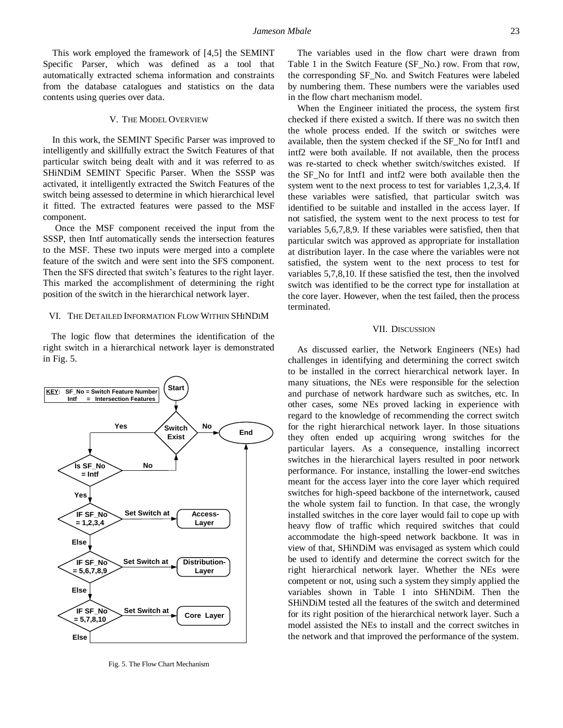This work employed the framework of [4,5] the SEMINT Specific Parser, which was defined as a tool that automatically extracted schema information and constraints from the database catalogues and statistics on the data contents using queries over data.

## V. The Model Overview

In this work, the SEMINT Specific Parser was improved to intelligently and skillfully extract the Switch Features of that particular switch being dealt with and it was referred to as SHiNDiM SEMINT Specific Parser. When the SSSP was activated, it intelligently extracted the Switch Features of the switch being assessed to determine in which hierarchical level it fitted. The extracted features were passed to the MSF component.

Once the MSF component received the input from the SSSP, then Intf automatically sends the intersection features to the MSF. These two inputs were merged into a complete feature of the switch and were sent into the SFS component. Then the SFS directed that switch's features to the right layer. This marked the accomplishment of determining the right position of the switch in the hierarchical network layer.

## VI. The Detailed Information Flow Within SHiNDiM

The logic flow that determines the identification of the right switch in a hierarchical network layer is demonstrated in Fig. 5.

KEY: SF_No = Switch Feature Number; Intf = Intersection Features

Fig. 5. The Flow Chart Mechanism

The variables used in the flow chart were drawn from Table 1 in the Switch Feature (SF_No.) row. From that row, the corresponding SF_No. and Switch Features were labeled by numbering them. These numbers were the variables used in the flow chart mechanism model.

When the Engineer initiated the process, the system first checked if there existed a switch. If there was no switch then the whole process ended. If the switch or switches were available, then the system checked if the SF_No for Intf1 and intf2 were both available. If not available, then the process was re-started to check whether switch/switches existed. If the SF_No for Intf1 and intf2 were both available then the system went to the next process to test for variables 1,2,3,4. If these variables were satisfied, that particular switch was identified to be suitable and installed in the access layer. If not satisfied, the system went to the next process to test for variables 5,6,7,8,9. If these variables were satisfied, then that particular switch was approved as appropriate for installation at distribution layer. In the case where the variables were not satisfied, the system went to the next process to test for variables 5,7,8,10. If these satisfied the test, then the involved switch was identified to be the correct type for installation at the core layer. However, when the test failed, then the process terminated.

## VII. Discussion

As discussed earlier, the Network Engineers (NEs) had challenges in identifying and determining the correct switch to be installed in the correct hierarchical network layer. In many situations, the NEs were responsible for the selection and purchase of network hardware such as switches, etc. In other cases, some NEs proved lacking in experience with regard to the knowledge of recommending the correct switch for the right hierarchical network layer. In those situations they often ended up acquiring wrong switches for the particular layers. As a consequence, installing incorrect switches in the hierarchical layers resulted in poor network performance. For instance, installing the lower-end switches meant for the access layer into the core layer which required switches for high-speed backbone of the internetwork, caused the whole system fail to function. In that case, the wrongly installed switches in the core layer would fail to cope up with heavy flow of traffic which required switches that could accommodate the high-speed network backbone. It was in view of that, SHiNDiM was envisaged as system which could be used to identify and determine the correct switch for the right hierarchical network layer. Whether the NEs were competent or not, using such a system they simply applied the variables shown in Table 1 into SHiNDiM. Then the SHiNDiM tested all the features of the switch and determined for its right position of the hierarchical network layer. Such a model assisted the NEs to install and the correct switches in the network and that improved the performance of the system.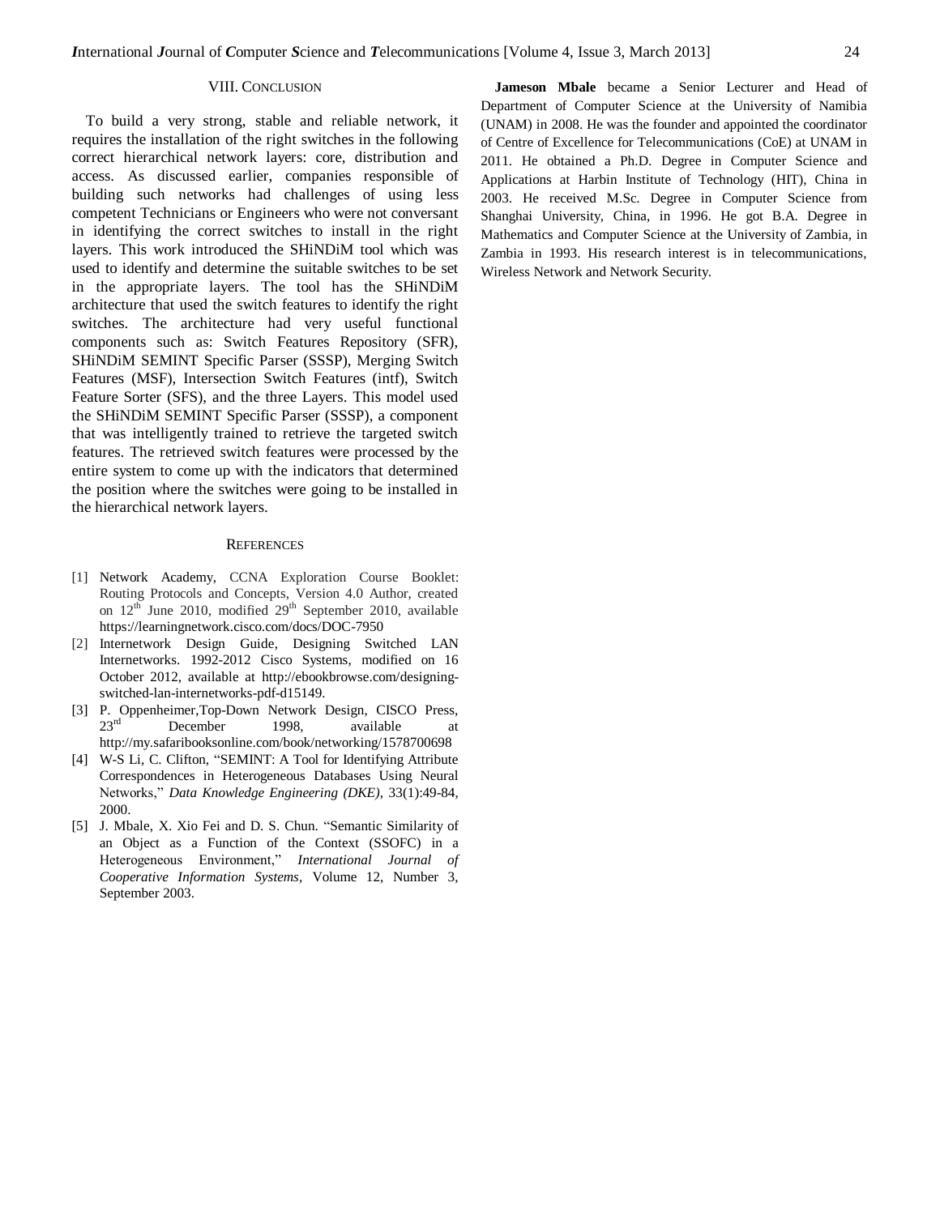## VIII. Conclusion

To build a very strong, stable and reliable network, it requires the installation of the right switches in the following correct hierarchical network layers: core, distribution and access. As discussed earlier, companies responsible of building such networks had challenges of using less competent Technicians or Engineers who were not conversant in identifying the correct switches to install in the right layers. This work introduced the SHiNDiM tool which was used to identify and determine the suitable switches to be set in the appropriate layers. The tool has the SHiNDiM architecture that used the switch features to identify the right switches. The architecture had very useful functional components such as: Switch Features Repository (SFR), SHiNDiM SEMINT Specific Parser (SSSP), Merging Switch Features (MSF), Intersection Switch Features (intf), Switch Feature Sorter (SFS), and the three Layers. This model used the SHiNDiM SEMINT Specific Parser (SSSP), a component that was intelligently trained to retrieve the targeted switch features. The retrieved switch features were processed by the entire system to come up with the indicators that determined the position where the switches were going to be installed in the hierarchical network layers.

## References

[1] Network Academy, CCNA Exploration Course Booklet: Routing Protocols and Concepts, Version 4.0 Author, created on 12th June 2010, modified 29th September 2010, available https://learningnetwork.cisco.com/docs/DOC-7950

[2] Internetwork Design Guide, Designing Switched LAN Internetworks. 1992-2012 Cisco Systems, modified on 16 October 2012, available at http://ebookbrowse.com/designing-switched-lan-internetworks-pdf-d15149.

[3] P. Oppenheimer,Top-Down Network Design, CISCO Press, 23rd December 1998, available at http://my.safaribooksonline.com/book/networking/1578700698

[4] W-S Li, C. Clifton, "SEMINT: A Tool for Identifying Attribute Correspondences in Heterogeneous Databases Using Neural Networks," *Data Knowledge Engineering (DKE)*, 33(1):49-84, 2000.

[5] J. Mbale, X. Xio Fei and D. S. Chun. "Semantic Similarity of an Object as a Function of the Context (SSOFC) in a Heterogeneous Environment," *International Journal of Cooperative Information Systems*, Volume 12, Number 3, September 2003.

**Jameson Mbale** became a Senior Lecturer and Head of Department of Computer Science at the University of Namibia (UNAM) in 2008. He was the founder and appointed the coordinator of Centre of Excellence for Telecommunications (CoE) at UNAM in 2011. He obtained a Ph.D. Degree in Computer Science and Applications at Harbin Institute of Technology (HIT), China in 2003. He received M.Sc. Degree in Computer Science from Shanghai University, China, in 1996. He got B.A. Degree in Mathematics and Computer Science at the University of Zambia, in Zambia in 1993. His research interest is in telecommunications, Wireless Network and Network Security.